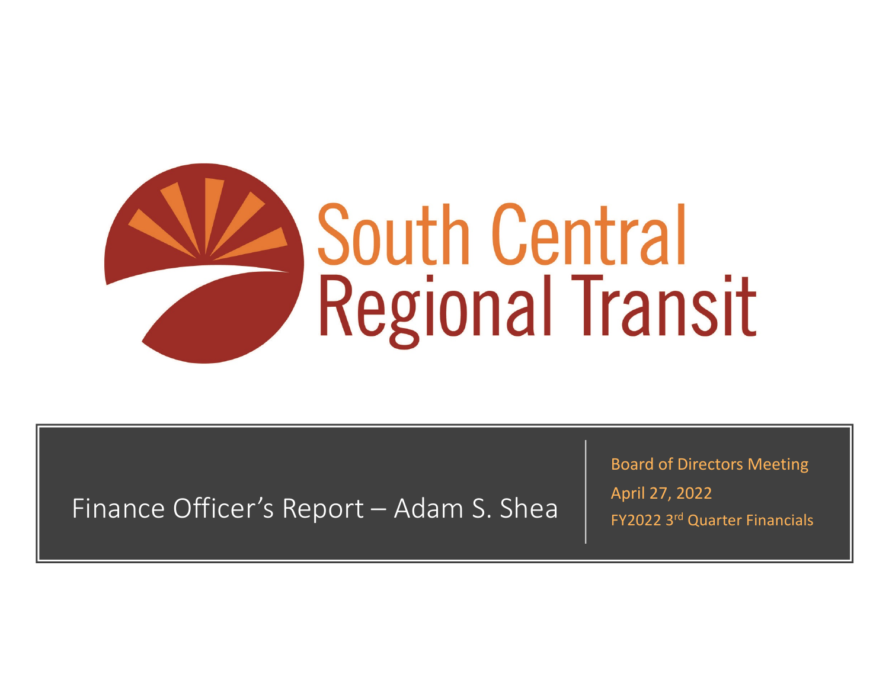# South Central Regional Transit

Finance Officer's Report – Adam S. Shea

Board of Directors Meeting

April 27, 2022

FY2022 3rd Quarter Financials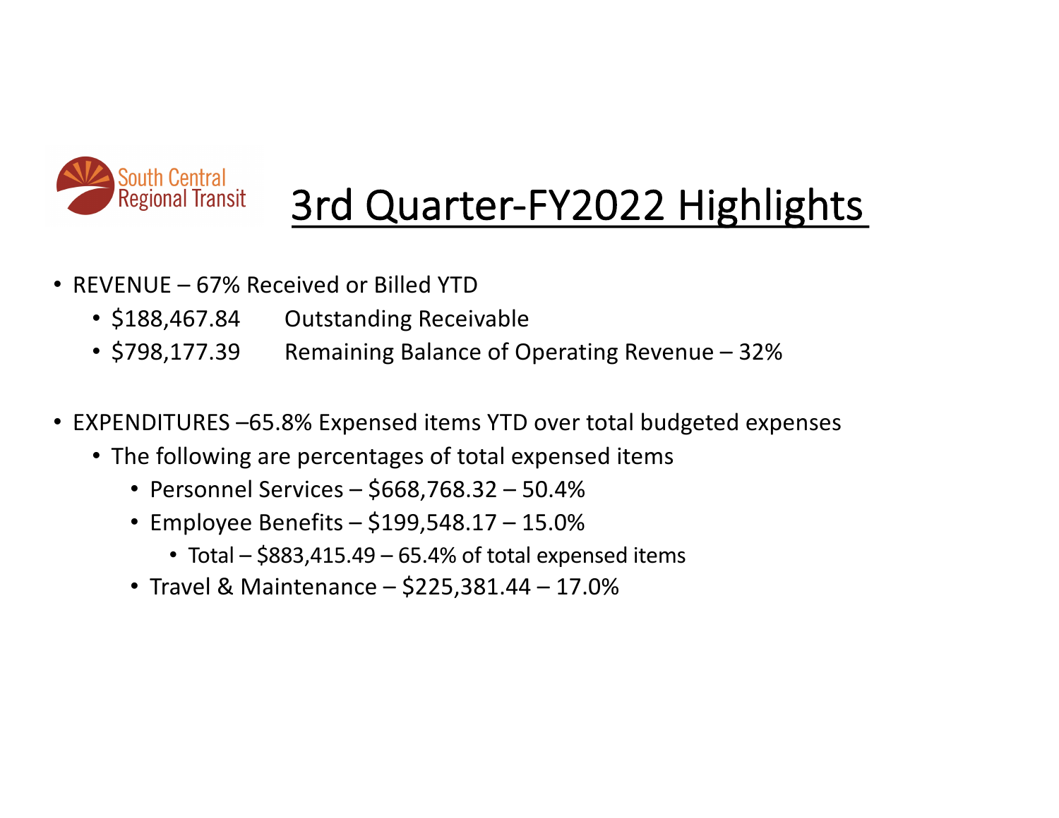South Central Regional Transit

# 3rd Quarter-FY2022 Highlights

- REVENUE – 67% Received or Billed YTD
  - $188,467.84    Outstanding Receivable
  - $798,177.39    Remaining Balance of Operating Revenue – 32%

- EXPENDITURES –65.8% Expensed items YTD over total budgeted expenses
  - The following are percentages of total expensed items
    - Personnel Services – $668,768.32 – 50.4%
    - Employee Benefits – $199,548.17 – 15.0%
      - Total – $883,415.49 – 65.4% of total expensed items
    - Travel & Maintenance – $225,381.44 – 17.0%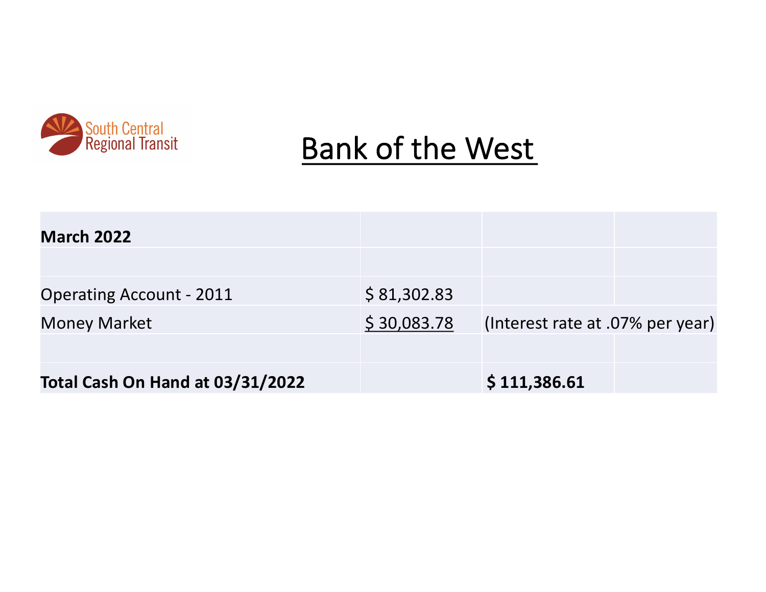South Central Regional Transit

# Bank of the West

| **March 2022** | | | |
|---|---|---|---|
| | | | |
| Operating Account - 2011 | $ 81,302.83 | | |
| Money Market | $ 30,083.78 | (Interest rate at .07% per year) | |
| | | | |
| **Total Cash On Hand at 03/31/2022** | | **$ 111,386.61** | |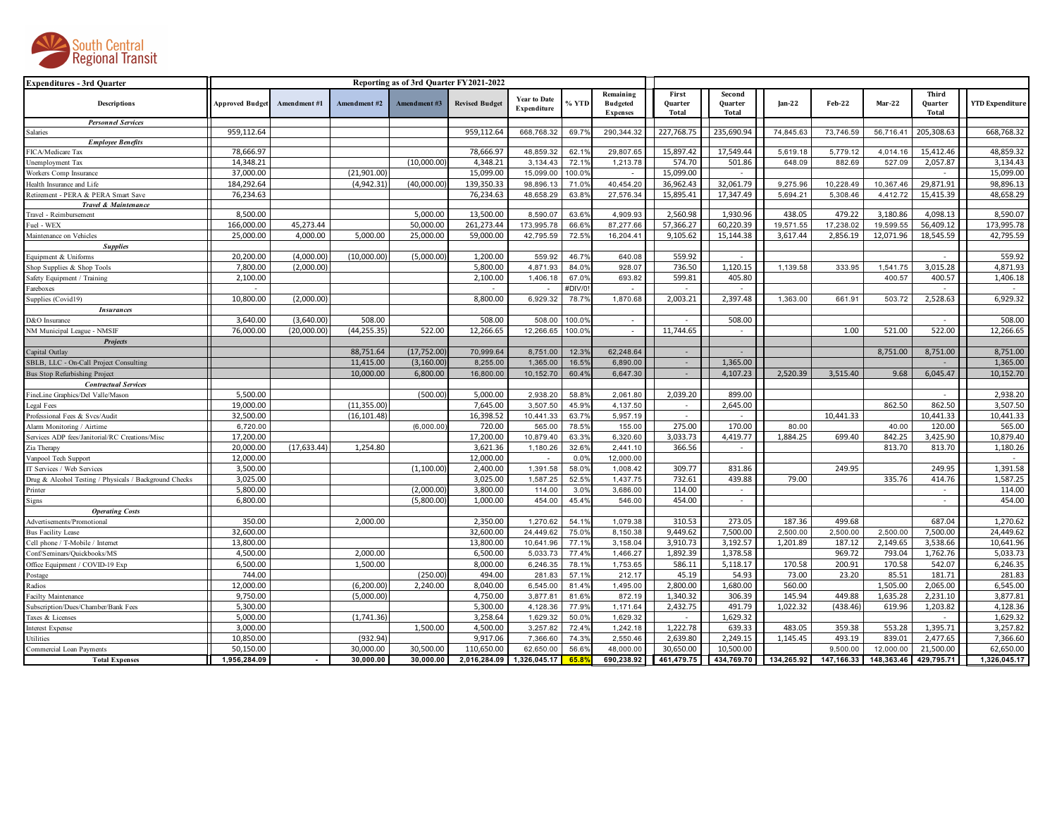South Central Regional Transit

| Expenditures - 3rd Quarter | Reporting as of 3rd Quarter FY2021-2022 | | | | | | | | | | | | | | |
|---|---|---|---|---|---|---|---|---|---|---|---|---|---|---|---|
| Descriptions | Approved Budget | Amendment #1 | Amendment #2 | Amendment #3 | Revised Budget | Year to Date Expenditure | % YTD | Remaining Budgeted Expenses | First Quarter Total | Second Quarter Total | Jan-22 | Feb-22 | Mar-22 | Third Quarter Total | YTD Expenditure |
| ***Personnel Services*** | | | | | | | | | | | | | | | |
| Salaries | 959,112.64 | | | | 959,112.64 | 668,768.32 | 69.7% | 290,344.32 | 227,768.75 | 235,690.94 | 74,845.63 | 73,746.59 | 56,716.41 | 205,308.63 | 668,768.32 |
| ***Employee Benefits*** | | | | | | | | | | | | | | | |
| FICA/Medicare Tax | 78,666.97 | | | | 78,666.97 | 48,859.32 | 62.1% | 29,807.65 | 15,897.42 | 17,549.44 | 5,619.18 | 5,779.12 | 4,014.16 | 15,412.46 | 48,859.32 |
| Unemployment Tax | 14,348.21 | | | (10,000.00) | 4,348.21 | 3,134.43 | 72.1% | 1,213.78 | 574.70 | 501.86 | 648.09 | 882.69 | 527.09 | 2,057.87 | 3,134.43 |
| Workers Comp Insurance | 37,000.00 | | (21,901.00) | | 15,099.00 | 15,099.00 | 100.0% | - | 15,099.00 | - | | | | - | 15,099.00 |
| Health Insurance and Life | 184,292.64 | | (4,942.31) | (40,000.00) | 139,350.33 | 98,896.13 | 71.0% | 40,454.20 | 36,962.43 | 32,061.79 | 9,275.96 | 10,228.49 | 10,367.46 | 29,871.91 | 98,896.13 |
| Retirement - PERA & PERA Smart Save | 76,234.63 | | | | 76,234.63 | 48,658.29 | 63.8% | 27,576.34 | 15,895.41 | 17,347.49 | 5,694.21 | 5,308.46 | 4,412.72 | 15,415.39 | 48,658.29 |
| ***Travel & Maintenance*** | | | | | | | | | | | | | | | |
| Travel - Reimbursement | 8,500.00 | | | 5,000.00 | 13,500.00 | 8,590.07 | 63.6% | 4,909.93 | 2,560.98 | 1,930.96 | 438.05 | 479.22 | 3,180.86 | 4,098.13 | 8,590.07 |
| Fuel - WEX | 166,000.00 | 45,273.44 | | 50,000.00 | 261,273.44 | 173,995.78 | 66.6% | 87,277.66 | 57,366.27 | 60,220.39 | 19,571.55 | 17,238.02 | 19,599.55 | 56,409.12 | 173,995.78 |
| Maintenance on Vehicles | 25,000.00 | 4,000.00 | 5,000.00 | 25,000.00 | 59,000.00 | 42,795.59 | 72.5% | 16,204.41 | 9,105.62 | 15,144.38 | 3,617.44 | 2,856.19 | 12,071.96 | 18,545.59 | 42,795.59 |
| ***Supplies*** | | | | | | | | | | | | | | | |
| Equipment & Uniforms | 20,200.00 | (4,000.00) | (10,000.00) | (5,000.00) | 1,200.00 | 559.92 | 46.7% | 640.08 | 559.92 | - | | | | - | 559.92 |
| Shop Supplies & Shop Tools | 7,800.00 | (2,000.00) | | | 5,800.00 | 4,871.93 | 84.0% | 928.07 | 736.50 | 1,120.15 | 1,139.58 | 333.95 | 1,541.75 | 3,015.28 | 4,871.93 |
| Safety Equipment / Training | 2,100.00 | | | | 2,100.00 | 1,406.18 | 67.0% | 693.82 | 599.81 | 405.80 | | | 400.57 | 400.57 | 1,406.18 |
| Fareboxes | - | | | | - | - | #DIV/0! | - | - | - | | | | - | - |
| Supplies (Covid19) | 10,800.00 | (2,000.00) | | | 8,800.00 | 6,929.32 | 78.7% | 1,870.68 | 2,003.21 | 2,397.48 | 1,363.00 | 661.91 | 503.72 | 2,528.63 | 6,929.32 |
| ***Insurances*** | | | | | | | | | | | | | | | |
| D&O Insurance | 3,640.00 | (3,640.00) | 508.00 | | 508.00 | 508.00 | 100.0% | - | - | 508.00 | | | | - | 508.00 |
| NM Municipal League - NMSIF | 76,000.00 | (20,000.00) | (44,255.35) | 522.00 | 12,266.65 | 12,266.65 | 100.0% | - | 11,744.65 | - | | 1.00 | 521.00 | 522.00 | 12,266.65 |
| ***Projects*** | | | | | | | | | | | | | | | |
| Capital Outlay | | | 88,751.64 | (17,752.00) | 70,999.64 | 8,751.00 | 12.3% | 62,248.64 | - | - | | | 8,751.00 | 8,751.00 | 8,751.00 |
| SBLB, LLC - On-Call Project Consulting | | | 11,415.00 | (3,160.00) | 8,255.00 | 1,365.00 | 16.5% | 6,890.00 | - | 1,365.00 | | | | - | 1,365.00 |
| Bus Stop Refurbishing Project | | | 10,000.00 | 6,800.00 | 16,800.00 | 10,152.70 | 60.4% | 6,647.30 | - | 4,107.23 | 2,520.39 | 3,515.40 | 9.68 | 6,045.47 | 10,152.70 |
| ***Contractual Services*** | | | | | | | | | | | | | | | |
| FineLine Graphics/Del Valle/Mason | 5,500.00 | | | (500.00) | 5,000.00 | 2,938.20 | 58.8% | 2,061.80 | 2,039.20 | 899.00 | | | | - | 2,938.20 |
| Legal Fees | 19,000.00 | | (11,355.00) | | 7,645.00 | 3,507.50 | 45.9% | 4,137.50 | - | 2,645.00 | | | 862.50 | 862.50 | 3,507.50 |
| Professional Fees & Svcs/Audit | 32,500.00 | | (16,101.48) | | 16,398.52 | 10,441.33 | 63.7% | 5,957.19 | - | - | | 10,441.33 | | 10,441.33 | 10,441.33 |
| Alarm Monitoring / Airtime | 6,720.00 | | | (6,000.00) | 720.00 | 565.00 | 78.5% | 155.00 | 275.00 | 170.00 | 80.00 | | 40.00 | 120.00 | 565.00 |
| Services ADP fees/Janitorial/RC Creations/Misc | 17,200.00 | | | | 17,200.00 | 10,879.40 | 63.3% | 6,320.60 | 3,033.73 | 4,419.77 | 1,884.25 | 699.40 | 842.25 | 3,425.90 | 10,879.40 |
| Zia Therapy | 20,000.00 | (17,633.44) | 1,254.80 | | 3,621.36 | 1,180.26 | 32.6% | 2,441.10 | 366.56 | - | | | 813.70 | 813.70 | 1,180.26 |
| Vanpool Tech Support | 12,000.00 | | | | 12,000.00 | - | 0.0% | 12,000.00 | | | | | | | - |
| IT Services / Web Services | 3,500.00 | | | (1,100.00) | 2,400.00 | 1,391.58 | 58.0% | 1,008.42 | 309.77 | 831.86 | | 249.95 | | 249.95 | 1,391.58 |
| Drug & Alcohol Testing / Physicals / Background Checks | 3,025.00 | | | | 3,025.00 | 1,587.25 | 52.5% | 1,437.75 | 732.61 | 439.88 | 79.00 | | 335.76 | 414.76 | 1,587.25 |
| Printer | 5,800.00 | | | (2,000.00) | 3,800.00 | 114.00 | 3.0% | 3,686.00 | 114.00 | - | | | | - | 114.00 |
| Signs | 6,800.00 | | | (5,800.00) | 1,000.00 | 454.00 | 45.4% | 546.00 | 454.00 | - | | | | - | 454.00 |
| ***Operating Costs*** | | | | | | | | | | | | | | | |
| Advertisements/Promotional | 350.00 | | 2,000.00 | | 2,350.00 | 1,270.62 | 54.1% | 1,079.38 | 310.53 | 273.05 | 187.36 | 499.68 | | 687.04 | 1,270.62 |
| Bus Facility Lease | 32,600.00 | | | | 32,600.00 | 24,449.62 | 75.0% | 8,150.38 | 9,449.62 | 7,500.00 | 2,500.00 | 2,500.00 | 2,500.00 | 7,500.00 | 24,449.62 |
| Cell phone / T-Mobile / Internet | 13,800.00 | | | | 13,800.00 | 10,641.96 | 77.1% | 3,158.04 | 3,910.73 | 3,192.57 | 1,201.89 | 187.12 | 2,149.65 | 3,538.66 | 10,641.96 |
| Conf/Seminars/Quickbooks/MS | 4,500.00 | | 2,000.00 | | 6,500.00 | 5,033.73 | 77.4% | 1,466.27 | 1,892.39 | 1,378.58 | | 969.72 | 793.04 | 1,762.76 | 5,033.73 |
| Office Equipment / COVID-19 Exp | 6,500.00 | | 1,500.00 | | 8,000.00 | 6,246.35 | 78.1% | 1,753.65 | 586.11 | 5,118.17 | 170.58 | 200.91 | 170.58 | 542.07 | 6,246.35 |
| Postage | 744.00 | | | (250.00) | 494.00 | 281.83 | 57.1% | 212.17 | 45.19 | 54.93 | 73.00 | 23.20 | 85.51 | 181.71 | 281.83 |
| Radios | 12,000.00 | | (6,200.00) | 2,240.00 | 8,040.00 | 6,545.00 | 81.4% | 1,495.00 | 2,800.00 | 1,680.00 | 560.00 | | 1,505.00 | 2,065.00 | 6,545.00 |
| Facilty Maintenance | 9,750.00 | | (5,000.00) | | 4,750.00 | 3,877.81 | 81.6% | 872.19 | 1,340.32 | 306.39 | 145.94 | 449.88 | 1,635.28 | 2,231.10 | 3,877.81 |
| Subscription/Dues/Chamber/Bank Fees | 5,300.00 | | | | 5,300.00 | 4,128.36 | 77.9% | 1,171.64 | 2,432.75 | 491.79 | 1,022.32 | (438.46) | 619.96 | 1,203.82 | 4,128.36 |
| Taxes & Licenses | 5,000.00 | | (1,741.36) | | 3,258.64 | 1,629.32 | 50.0% | 1,629.32 | - | 1,629.32 | | | | - | 1,629.32 |
| Interest Expense | 3,000.00 | | | 1,500.00 | 4,500.00 | 3,257.82 | 72.4% | 1,242.18 | 1,222.78 | 639.33 | 483.05 | 359.38 | 553.28 | 1,395.71 | 3,257.82 |
| Utilities | 10,850.00 | | (932.94) | | 9,917.06 | 7,366.60 | 74.3% | 2,550.46 | 2,639.80 | 2,249.15 | 1,145.45 | 493.19 | 839.01 | 2,477.65 | 7,366.60 |
| Commercial Loan Payments | 50,150.00 | | 30,000.00 | 30,500.00 | 110,650.00 | 62,650.00 | 56.6% | 48,000.00 | 30,650.00 | 10,500.00 | | 9,500.00 | 12,000.00 | 21,500.00 | 62,650.00 |
| **Total Expenses** | **1,956,284.09** | **-** | **30,000.00** | **30,000.00** | **2,016,284.09** | **1,326,045.17** | **65.8%** | **690,238.92** | **461,479.75** | **434,769.70** | **134,265.92** | **147,166.33** | **148,363.46** | **429,795.71** | **1,326,045.17** |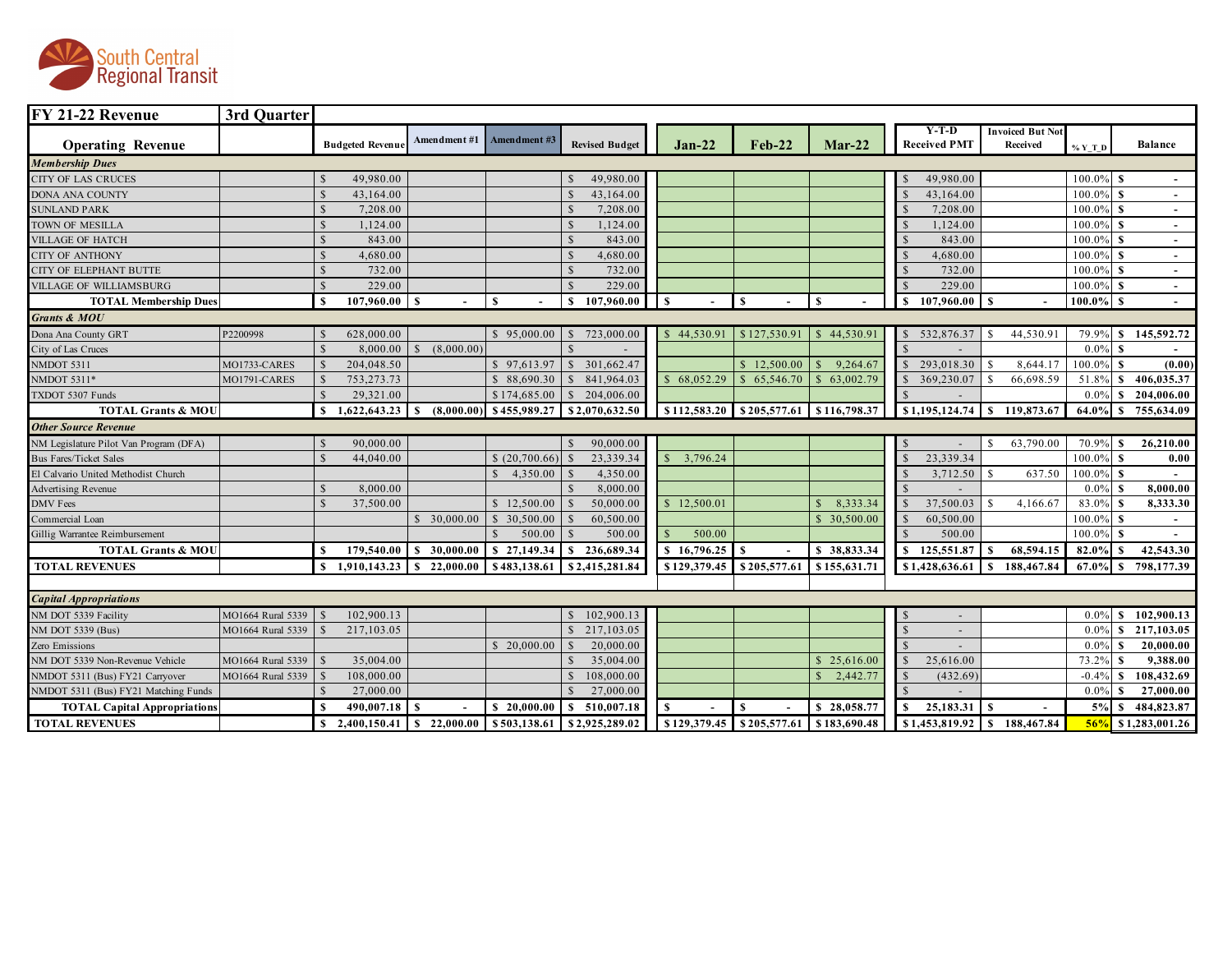South Central Regional Transit

| FY 21-22 Revenue | 3rd Quarter | | | | | | | | | | | |
|---|---|---|---|---|---|---|---|---|---|---|---|---|
| **Operating Revenue** | | **Budgeted Revenue** | **Amendment #1** | **Amendment #3** | **Revised Budget** | **Jan-22** | **Feb-22** | **Mar-22** | **Y-T-D Received PMT** | **Invoiced But Not Received** | **% Y_T_D** | **Balance** |
| ***Membership Dues*** | | | | | | | | | | | | |
| CITY OF LAS CRUCES | | $ 49,980.00 | | | $ 49,980.00 | | | | $ 49,980.00 | | 100.0% | $ - |
| DONA ANA COUNTY | | $ 43,164.00 | | | $ 43,164.00 | | | | $ 43,164.00 | | 100.0% | $ - |
| SUNLAND PARK | | $ 7,208.00 | | | $ 7,208.00 | | | | $ 7,208.00 | | 100.0% | $ - |
| TOWN OF MESILLA | | $ 1,124.00 | | | $ 1,124.00 | | | | $ 1,124.00 | | 100.0% | $ - |
| VILLAGE OF HATCH | | $ 843.00 | | | $ 843.00 | | | | $ 843.00 | | 100.0% | $ - |
| CITY OF ANTHONY | | $ 4,680.00 | | | $ 4,680.00 | | | | $ 4,680.00 | | 100.0% | $ - |
| CITY OF ELEPHANT BUTTE | | $ 732.00 | | | $ 732.00 | | | | $ 732.00 | | 100.0% | $ - |
| VILLAGE OF WILLIAMSBURG | | $ 229.00 | | | $ 229.00 | | | | $ 229.00 | | 100.0% | $ - |
| **TOTAL Membership Dues** | | **$ 107,960.00** | **$ -** | **$ -** | **$ 107,960.00** | **$ -** | **$ -** | **$ -** | **$ 107,960.00** | **$ -** | **100.0%** | **$ -** |
| ***Grants & MOU*** | | | | | | | | | | | | |
| Dona Ana County GRT | P2200998 | $ 628,000.00 | | $ 95,000.00 | $ 723,000.00 | $ 44,530.91 | $ 127,530.91 | $ 44,530.91 | $ 532,876.37 | $ 44,530.91 | 79.9% | $ 145,592.72 |
| City of Las Cruces | | $ 8,000.00 | $ (8,000.00) | | $ - | | | | $ - | | 0.0% | $ - |
| NMDOT 5311 | MO1733-CARES | $ 204,048.50 | | $ 97,613.97 | $ 301,662.47 | | $ 12,500.00 | $ 9,264.67 | $ 293,018.30 | $ 8,644.17 | 100.0% | $ (0.00) |
| NMDOT 5311* | MO1791-CARES | $ 753,273.73 | | $ 88,690.30 | $ 841,964.03 | $ 68,052.29 | $ 65,546.70 | $ 63,002.79 | $ 369,230.07 | $ 66,698.59 | 51.8% | $ 406,035.37 |
| TXDOT 5307 Funds | | $ 29,321.00 | | $ 174,685.00 | $ 204,006.00 | | | | $ - | | 0.0% | $ 204,006.00 |
| **TOTAL Grants & MOU** | | **$ 1,622,643.23** | **$ (8,000.00)** | **$ 455,989.27** | **$ 2,070,632.50** | **$ 112,583.20** | **$ 205,577.61** | **$ 116,798.37** | **$ 1,195,124.74** | **$ 119,873.67** | **64.0%** | **$ 755,634.09** |
| ***Other Source Revenue*** | | | | | | | | | | | | |
| NM Legislature Pilot Van Program (DFA) | | $ 90,000.00 | | | $ 90,000.00 | | | | $ - | $ 63,790.00 | 70.9% | $ 26,210.00 |
| Bus Fares/Ticket Sales | | $ 44,040.00 | | $ (20,700.66) | $ 23,339.34 | $ 3,796.24 | | | $ 23,339.34 | | 100.0% | $ 0.00 |
| El Calvario United Methodist Church | | | | $ 4,350.00 | $ 4,350.00 | | | | $ 3,712.50 | $ 637.50 | 100.0% | $ - |
| Advertising Revenue | | $ 8,000.00 | | | $ 8,000.00 | | | | $ - | | 0.0% | $ 8,000.00 |
| DMV Fees | | $ 37,500.00 | | $ 12,500.00 | $ 50,000.00 | $ 12,500.01 | | $ 8,333.34 | $ 37,500.03 | $ 4,166.67 | 83.0% | $ 8,333.30 |
| Commercial Loan | | | $ 30,000.00 | $ 30,500.00 | $ 60,500.00 | | | $ 30,500.00 | $ 60,500.00 | | 100.0% | $ - |
| Gillig Warrantee Reimbursement | | | | $ 500.00 | $ 500.00 | $ 500.00 | | | $ 500.00 | | 100.0% | $ - |
| **TOTAL Grants & MOU** | | **$ 179,540.00** | **$ 30,000.00** | **$ 27,149.34** | **$ 236,689.34** | **$ 16,796.25** | **$ -** | **$ 38,833.34** | **$ 125,551.87** | **$ 68,594.15** | **82.0%** | **$ 42,543.30** |
| **TOTAL REVENUES** | | **$ 1,910,143.23** | **$ 22,000.00** | **$ 483,138.61** | **$ 2,415,281.84** | **$ 129,379.45** | **$ 205,577.61** | **$ 155,631.71** | **$ 1,428,636.61** | **$ 188,467.84** | **67.0%** | **$ 798,177.39** |
| | | | | | | | | | | | | |
| ***Capital Appropriations*** | | | | | | | | | | | | |
| NM DOT 5339 Facility | MO1664 Rural 5339 | $ 102,900.13 | | | $ 102,900.13 | | | | $ - | | 0.0% | $ 102,900.13 |
| NM DOT 5339 (Bus) | MO1664 Rural 5339 | $ 217,103.05 | | | $ 217,103.05 | | | | $ - | | 0.0% | $ 217,103.05 |
| Zero Emissions | | | | $ 20,000.00 | $ 20,000.00 | | | | $ - | | 0.0% | $ 20,000.00 |
| NM DOT 5339 Non-Revenue Vehicle | MO1664 Rural 5339 | $ 35,004.00 | | | $ 35,004.00 | | | $ 25,616.00 | $ 25,616.00 | | 73.2% | $ 9,388.00 |
| NMDOT 5311 (Bus) FY21 Carryover | MO1664 Rural 5339 | $ 108,000.00 | | | $ 108,000.00 | | | $ 2,442.77 | $ (432.69) | | -0.4% | $ 108,432.69 |
| NMDOT 5311 (Bus) FY21 Matching Funds | | $ 27,000.00 | | | $ 27,000.00 | | | | $ - | | 0.0% | $ 27,000.00 |
| **TOTAL Capital Appropriations** | | **$ 490,007.18** | **$ -** | **$ 20,000.00** | **$ 510,007.18** | **$ -** | **$ -** | **$ 28,058.77** | **$ 25,183.31** | **$ -** | **5%** | **$ 484,823.87** |
| **TOTAL REVENUES** | | **$ 2,400,150.41** | **$ 22,000.00** | **$ 503,138.61** | **$ 2,925,289.02** | **$ 129,379.45** | **$ 205,577.61** | **$ 183,690.48** | **$ 1,453,819.92** | **$ 188,467.84** | **56%** | **$ 1,283,001.26** |